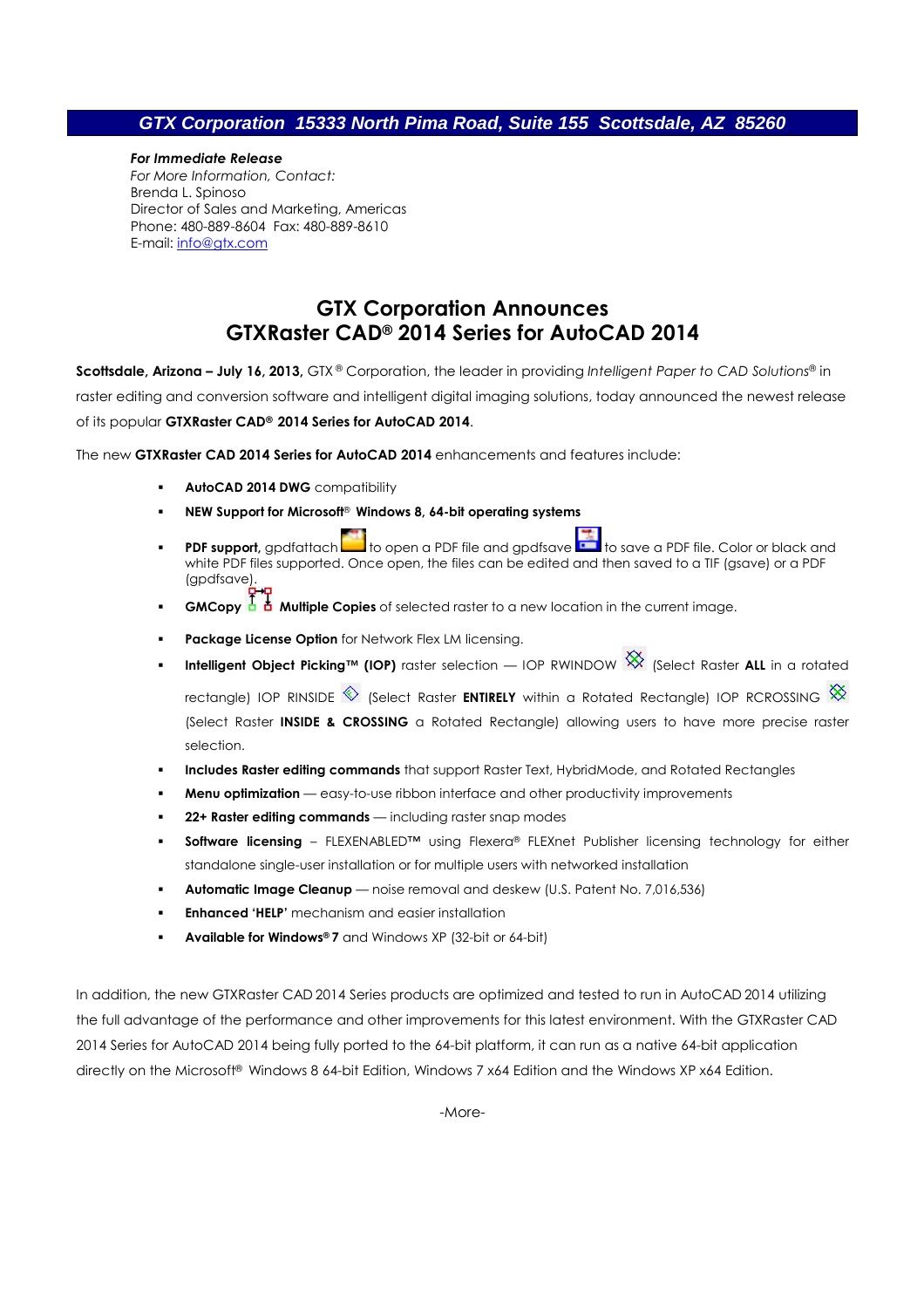***GTX Corporation  15333 North Pima Road, Suite 155  Scottsdale, AZ  85260***

***For Immediate Release***
*For More Information, Contact:*
Brenda L. Spinoso
Director of Sales and Marketing, Americas
Phone: 480-889-8604  Fax: 480-889-8610
E-mail: info@gtx.com

# GTX Corporation Announces
# GTXRaster CAD® 2014 Series for AutoCAD 2014

**Scottsdale, Arizona – July 16, 2013,** GTX ® Corporation, the leader in providing *Intelligent Paper to CAD Solutions*® in raster editing and conversion software and intelligent digital imaging solutions, today announced the newest release of its popular **GTXRaster CAD® 2014 Series for AutoCAD 2014**.

The new **GTXRaster CAD 2014 Series for AutoCAD 2014** enhancements and features include:

- **AutoCAD 2014 DWG** compatibility
- **NEW Support for Microsoft**® **Windows 8, 64-bit operating systems**
- **PDF support,** gpdfattach to open a PDF file and gpdfsave to save a PDF file. Color or black and white PDF files supported. Once open, the files can be edited and then saved to a TIF (gsave) or a PDF (gpdfsave).
- **GMCopy** **Multiple Copies** of selected raster to a new location in the current image.
- **Package License Option** for Network Flex LM licensing.
- **Intelligent Object Picking™ (IOP)** raster selection — IOP RWINDOW (Select Raster **ALL** in a rotated rectangle) IOP RINSIDE (Select Raster **ENTIRELY** within a Rotated Rectangle) IOP RCROSSING (Select Raster **INSIDE & CROSSING** a Rotated Rectangle) allowing users to have more precise raster selection.
- **Includes Raster editing commands** that support Raster Text, HybridMode, and Rotated Rectangles
- **Menu optimization** — easy-to-use ribbon interface and other productivity improvements
- **22+ Raster editing commands** — including raster snap modes
- **Software licensing** – FLEXENABLED™ using Flexera® FLEXnet Publisher licensing technology for either standalone single-user installation or for multiple users with networked installation
- **Automatic Image Cleanup** — noise removal and deskew (U.S. Patent No. 7,016,536)
- **Enhanced 'HELP'** mechanism and easier installation
- **Available for Windows® 7** and Windows XP (32-bit or 64-bit)

In addition, the new GTXRaster CAD 2014 Series products are optimized and tested to run in AutoCAD 2014 utilizing the full advantage of the performance and other improvements for this latest environment. With the GTXRaster CAD 2014 Series for AutoCAD 2014 being fully ported to the 64-bit platform, it can run as a native 64-bit application directly on the Microsoft® Windows 8 64-bit Edition, Windows 7 x64 Edition and the Windows XP x64 Edition.

-More-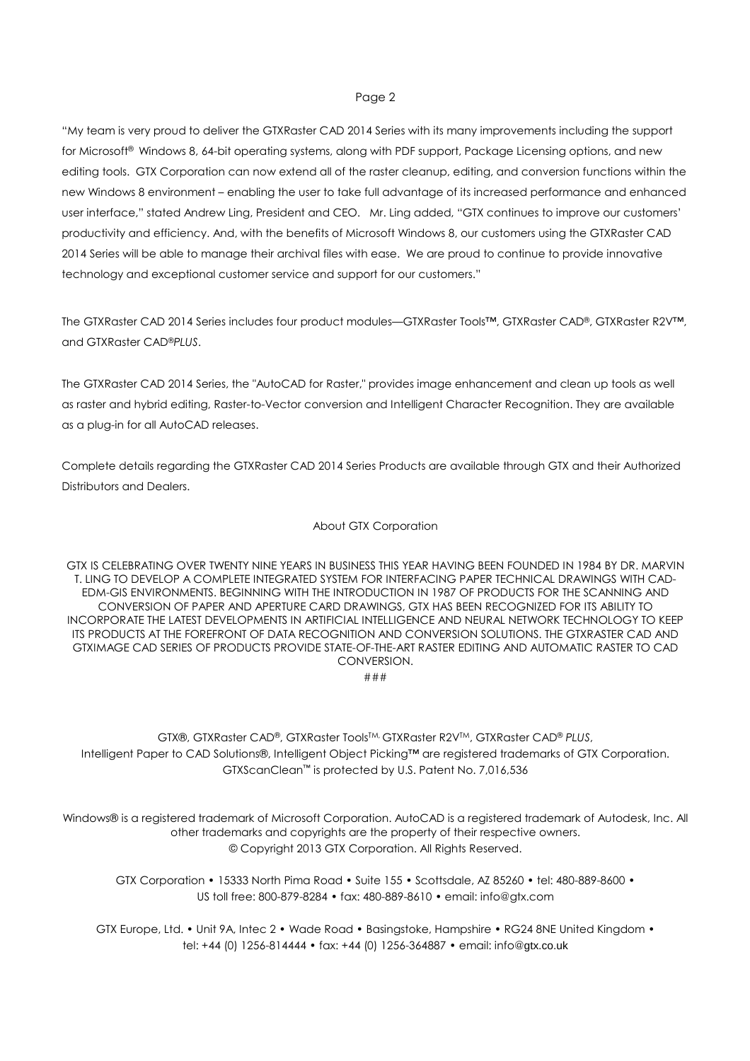"My team is very proud to deliver the GTXRaster CAD 2014 Series with its many improvements including the support for Microsoft® Windows 8, 64-bit operating systems, along with PDF support, Package Licensing options, and new editing tools. GTX Corporation can now extend all of the raster cleanup, editing, and conversion functions within the new Windows 8 environment – enabling the user to take full advantage of its increased performance and enhanced user interface," stated Andrew Ling, President and CEO. Mr. Ling added, "GTX continues to improve our customers' productivity and efficiency. And, with the benefits of Microsoft Windows 8, our customers using the GTXRaster CAD 2014 Series will be able to manage their archival files with ease. We are proud to continue to provide innovative technology and exceptional customer service and support for our customers."

The GTXRaster CAD 2014 Series includes four product modules—GTXRaster Tools™, GTXRaster CAD®, GTXRaster R2V™, and GTXRaster CAD®*PLUS*.

The GTXRaster CAD 2014 Series, the "AutoCAD for Raster," provides image enhancement and clean up tools as well as raster and hybrid editing, Raster-to-Vector conversion and Intelligent Character Recognition. They are available as a plug-in for all AutoCAD releases.

Complete details regarding the GTXRaster CAD 2014 Series Products are available through GTX and their Authorized Distributors and Dealers.

## About GTX Corporation

GTX IS CELEBRATING OVER TWENTY NINE YEARS IN BUSINESS THIS YEAR HAVING BEEN FOUNDED IN 1984 BY DR. MARVIN T. LING TO DEVELOP A COMPLETE INTEGRATED SYSTEM FOR INTERFACING PAPER TECHNICAL DRAWINGS WITH CAD-EDM-GIS ENVIRONMENTS. BEGINNING WITH THE INTRODUCTION IN 1987 OF PRODUCTS FOR THE SCANNING AND CONVERSION OF PAPER AND APERTURE CARD DRAWINGS, GTX HAS BEEN RECOGNIZED FOR ITS ABILITY TO INCORPORATE THE LATEST DEVELOPMENTS IN ARTIFICIAL INTELLIGENCE AND NEURAL NETWORK TECHNOLOGY TO KEEP ITS PRODUCTS AT THE FOREFRONT OF DATA RECOGNITION AND CONVERSION SOLUTIONS. THE GTXRASTER CAD AND GTXIMAGE CAD SERIES OF PRODUCTS PROVIDE STATE-OF-THE-ART RASTER EDITING AND AUTOMATIC RASTER TO CAD CONVERSION.

###

GTX®, GTXRaster CAD®, GTXRaster Tools™, GTXRaster R2V™, GTXRaster CAD® *PLUS*,
Intelligent Paper to CAD Solutions®, Intelligent Object Picking™ are registered trademarks of GTX Corporation.
GTXScanClean™ is protected by U.S. Patent No. 7,016,536

Windows® is a registered trademark of Microsoft Corporation. AutoCAD is a registered trademark of Autodesk, Inc. All other trademarks and copyrights are the property of their respective owners.
© Copyright 2013 GTX Corporation. All Rights Reserved.

GTX Corporation • 15333 North Pima Road • Suite 155 • Scottsdale, AZ 85260 • tel: 480-889-8600 •
US toll free: 800-879-8284 • fax: 480-889-8610 • email: info@gtx.com

GTX Europe, Ltd. • Unit 9A, Intec 2 • Wade Road • Basingstoke, Hampshire • RG24 8NE United Kingdom •
tel: +44 (0) 1256-814444 • fax: +44 (0) 1256-364887 • email: info@gtx.co.uk